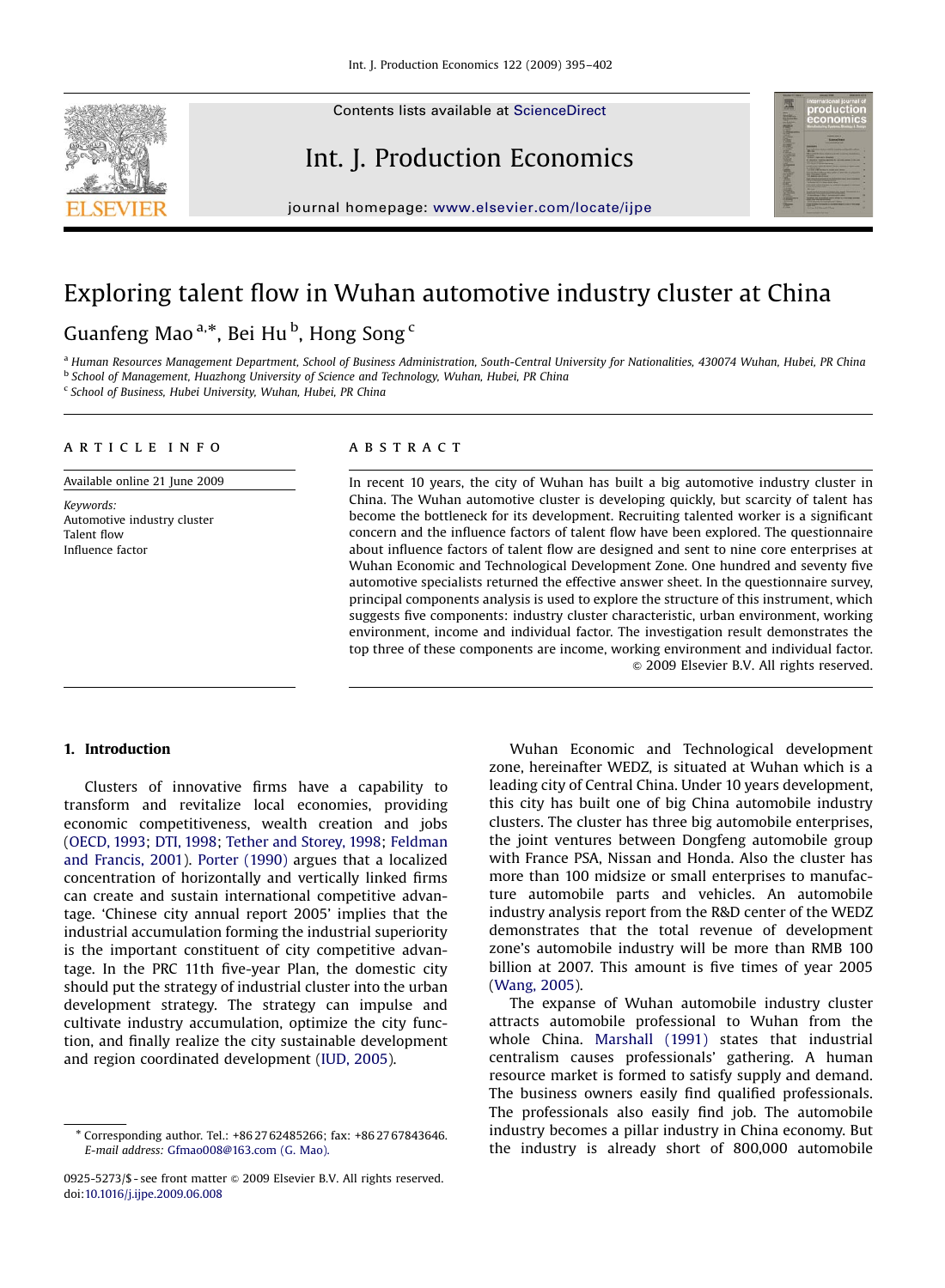# Exploring talent flow in Wuhan automotive industry cluster at China

Guanfeng Mao [a,*], Bei Hu [b], Hong Song [c]

[a] Human Resources Management Department, School of Business Administration, South-Central University for Nationalities, 430074 Wuhan, Hubei, PR China
[b] School of Management, Huazhong University of Science and Technology, Wuhan, Hubei, PR China
[c] School of Business, Hubei University, Wuhan, Hubei, PR China

**ARTICLE INFO**

Available online 21 June 2009

*Keywords:*
Automotive industry cluster
Talent flow
Influence factor

**ABSTRACT**

In recent 10 years, the city of Wuhan has built a big automotive industry cluster in China. The Wuhan automotive cluster is developing quickly, but scarcity of talent has become the bottleneck for its development. Recruiting talented worker is a significant concern and the influence factors of talent flow have been explored. The questionnaire about influence factors of talent flow are designed and sent to nine core enterprises at Wuhan Economic and Technological Development Zone. One hundred and seventy five automotive specialists returned the effective answer sheet. In the questionnaire survey, principal components analysis is used to explore the structure of this instrument, which suggests five components: industry cluster characteristic, urban environment, working environment, income and individual factor. The investigation result demonstrates the top three of these components are income, working environment and individual factor.

© 2009 Elsevier B.V. All rights reserved.

## 1. Introduction

Clusters of innovative firms have a capability to transform and revitalize local economies, providing economic competitiveness, wealth creation and jobs (OECD, 1993; DTI, 1998; Tether and Storey, 1998; Feldman and Francis, 2001). Porter (1990) argues that a localized concentration of horizontally and vertically linked firms can create and sustain international competitive advantage. 'Chinese city annual report 2005' implies that the industrial accumulation forming the industrial superiority is the important constituent of city competitive advantage. In the PRC 11th five-year Plan, the domestic city should put the strategy of industrial cluster into the urban development strategy. The strategy can impulse and cultivate industry accumulation, optimize the city function, and finally realize the city sustainable development and region coordinated development (IUD, 2005).

Wuhan Economic and Technological development zone, hereinafter WEDZ, is situated at Wuhan which is a leading city of Central China. Under 10 years development, this city has built one of big China automobile industry clusters. The cluster has three big automobile enterprises, the joint ventures between Dongfeng automobile group with France PSA, Nissan and Honda. Also the cluster has more than 100 midsize or small enterprises to manufacture automobile parts and vehicles. An automobile industry analysis report from the R&D center of the WEDZ demonstrates that the total revenue of development zone's automobile industry will be more than RMB 100 billion at 2007. This amount is five times of year 2005 (Wang, 2005).

The expanse of Wuhan automobile industry cluster attracts automobile professional to Wuhan from the whole China. Marshall (1991) states that industrial centralism causes professionals' gathering. A human resource market is formed to satisfy supply and demand. The business owners easily find qualified professionals. The professionals also easily find job. The automobile industry becomes a pillar industry in China economy. But the industry is already short of 800,000 automobile

* Corresponding author. Tel.: +86 27 62485266; fax: +86 27 67843646.
*E-mail address:* Gfmao008@163.com (G. Mao).

0925-5273/$ - see front matter © 2009 Elsevier B.V. All rights reserved.
doi:10.1016/j.ijpe.2009.06.008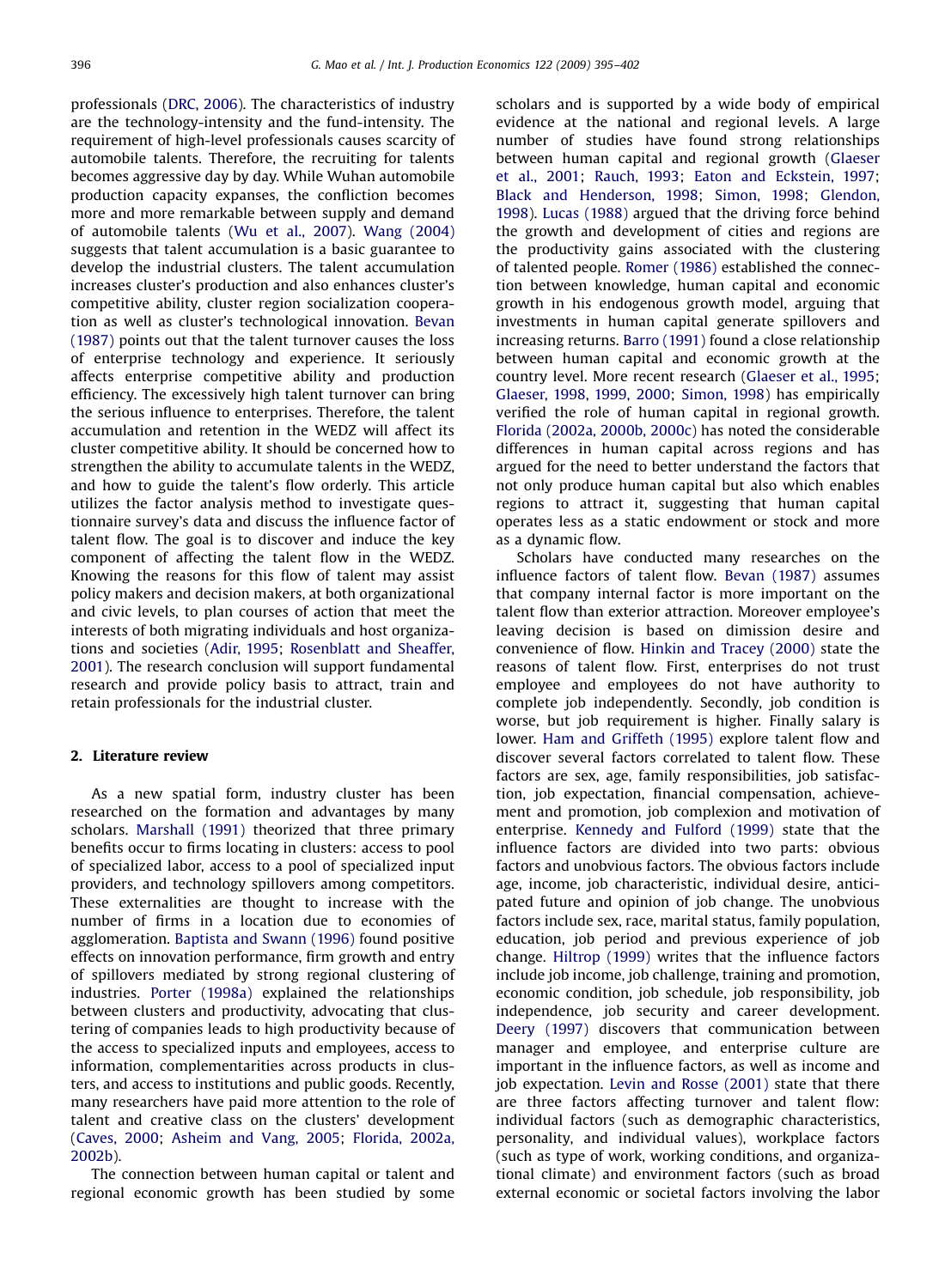professionals (DRC, 2006). The characteristics of industry are the technology-intensity and the fund-intensity. The requirement of high-level professionals causes scarcity of automobile talents. Therefore, the recruiting for talents becomes aggressive day by day. While Wuhan automobile production capacity expanses, the confliction becomes more and more remarkable between supply and demand of automobile talents (Wu et al., 2007). Wang (2004) suggests that talent accumulation is a basic guarantee to develop the industrial clusters. The talent accumulation increases cluster's production and also enhances cluster's competitive ability, cluster region socialization cooperation as well as cluster's technological innovation. Bevan (1987) points out that the talent turnover causes the loss of enterprise technology and experience. It seriously affects enterprise competitive ability and production efficiency. The excessively high talent turnover can bring the serious influence to enterprises. Therefore, the talent accumulation and retention in the WEDZ will affect its cluster competitive ability. It should be concerned how to strengthen the ability to accumulate talents in the WEDZ, and how to guide the talent's flow orderly. This article utilizes the factor analysis method to investigate questionnaire survey's data and discuss the influence factor of talent flow. The goal is to discover and induce the key component of affecting the talent flow in the WEDZ. Knowing the reasons for this flow of talent may assist policy makers and decision makers, at both organizational and civic levels, to plan courses of action that meet the interests of both migrating individuals and host organizations and societies (Adir, 1995; Rosenblatt and Sheaffer, 2001). The research conclusion will support fundamental research and provide policy basis to attract, train and retain professionals for the industrial cluster.

## 2. Literature review

As a new spatial form, industry cluster has been researched on the formation and advantages by many scholars. Marshall (1991) theorized that three primary benefits occur to firms locating in clusters: access to pool of specialized labor, access to a pool of specialized input providers, and technology spillovers among competitors. These externalities are thought to increase with the number of firms in a location due to economies of agglomeration. Baptista and Swann (1996) found positive effects on innovation performance, firm growth and entry of spillovers mediated by strong regional clustering of industries. Porter (1998a) explained the relationships between clusters and productivity, advocating that clustering of companies leads to high productivity because of the access to specialized inputs and employees, access to information, complementarities across products in clusters, and access to institutions and public goods. Recently, many researchers have paid more attention to the role of talent and creative class on the clusters' development (Caves, 2000; Asheim and Vang, 2005; Florida, 2002a, 2002b).

The connection between human capital or talent and regional economic growth has been studied by some scholars and is supported by a wide body of empirical evidence at the national and regional levels. A large number of studies have found strong relationships between human capital and regional growth (Glaeser et al., 2001; Rauch, 1993; Eaton and Eckstein, 1997; Black and Henderson, 1998; Simon, 1998; Glendon, 1998). Lucas (1988) argued that the driving force behind the growth and development of cities and regions are the productivity gains associated with the clustering of talented people. Romer (1986) established the connection between knowledge, human capital and economic growth in his endogenous growth model, arguing that investments in human capital generate spillovers and increasing returns. Barro (1991) found a close relationship between human capital and economic growth at the country level. More recent research (Glaeser et al., 1995; Glaeser, 1998, 1999, 2000; Simon, 1998) has empirically verified the role of human capital in regional growth. Florida (2002a, 2000b, 2000c) has noted the considerable differences in human capital across regions and has argued for the need to better understand the factors that not only produce human capital but also which enables regions to attract it, suggesting that human capital operates less as a static endowment or stock and more as a dynamic flow.

Scholars have conducted many researches on the influence factors of talent flow. Bevan (1987) assumes that company internal factor is more important on the talent flow than exterior attraction. Moreover employee's leaving decision is based on dimission desire and convenience of flow. Hinkin and Tracey (2000) state the reasons of talent flow. First, enterprises do not trust employee and employees do not have authority to complete job independently. Secondly, job condition is worse, but job requirement is higher. Finally salary is lower. Ham and Griffeth (1995) explore talent flow and discover several factors correlated to talent flow. These factors are sex, age, family responsibilities, job satisfaction, job expectation, financial compensation, achievement and promotion, job complexion and motivation of enterprise. Kennedy and Fulford (1999) state that the influence factors are divided into two parts: obvious factors and unobvious factors. The obvious factors include age, income, job characteristic, individual desire, anticipated future and opinion of job change. The unobvious factors include sex, race, marital status, family population, education, job period and previous experience of job change. Hiltrop (1999) writes that the influence factors include job income, job challenge, training and promotion, economic condition, job schedule, job responsibility, job independence, job security and career development. Deery (1997) discovers that communication between manager and employee, and enterprise culture are important in the influence factors, as well as income and job expectation. Levin and Rosse (2001) state that there are three factors affecting turnover and talent flow: individual factors (such as demographic characteristics, personality, and individual values), workplace factors (such as type of work, working conditions, and organizational climate) and environment factors (such as broad external economic or societal factors involving the labor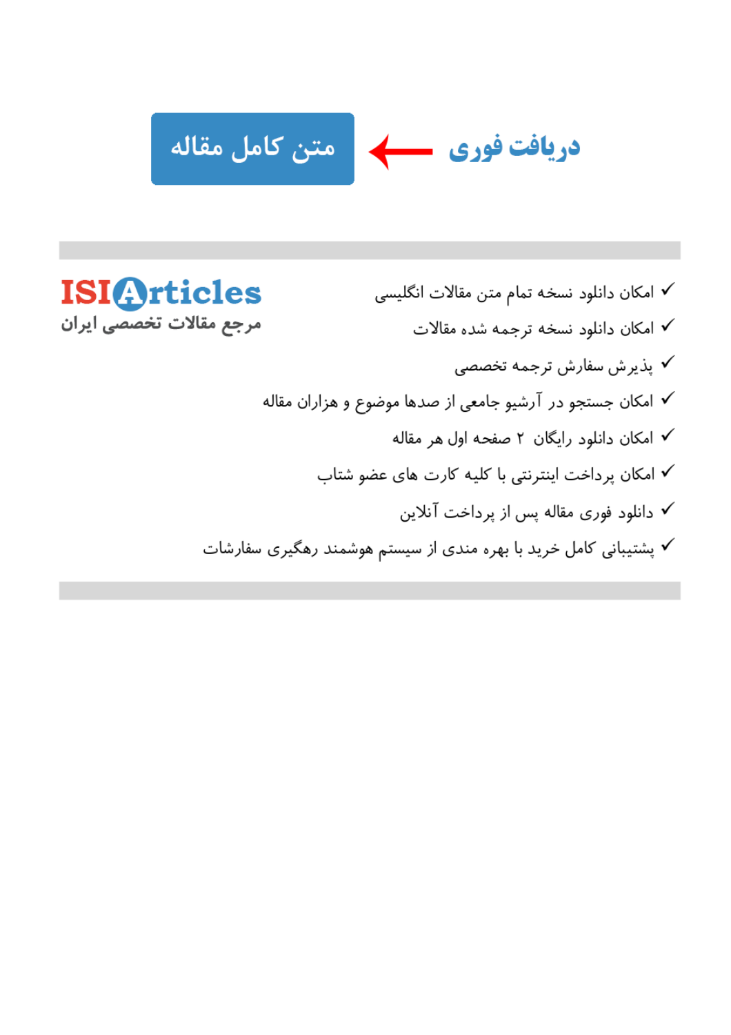دریافت فوری ← **متن کامل مقاله**

**ISIArticles**
مرجع مقالات تخصصی ایران

- ✓ امکان دانلود نسخه تمام متن مقالات انگلیسی
- ✓ امکان دانلود نسخه ترجمه شده مقالات
- ✓ پذیرش سفارش ترجمه تخصصی
- ✓ امکان جستجو در آرشیو جامعی از صدها موضوع و هزاران مقاله
- ✓ امکان دانلود رایگان ۲ صفحه اول هر مقاله
- ✓ امکان پرداخت اینترنتی با کلیه کارت های عضو شتاب
- ✓ دانلود فوری مقاله پس از پرداخت آنلاین
- ✓ پشتیبانی کامل خرید با بهره مندی از سیستم هوشمند رهگیری سفارشات